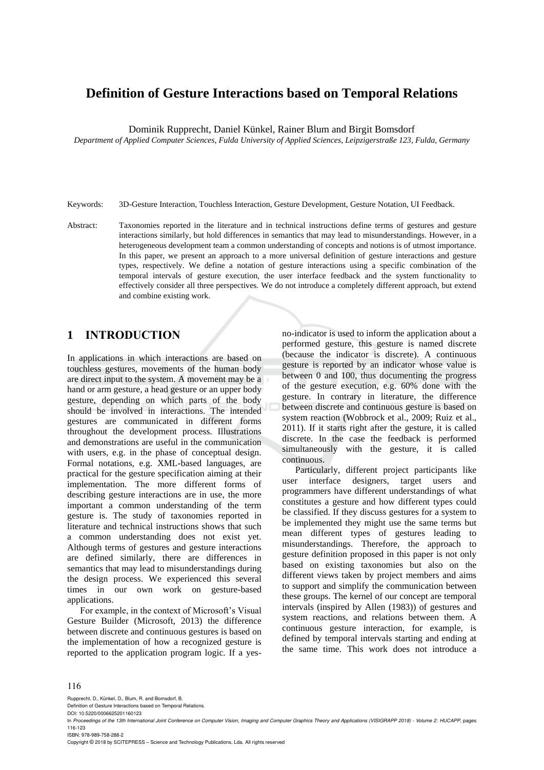# Definition of Gesture Interactions based on Temporal Relations

Dominik Rupprecht, Daniel Künkel, Rainer Blum and Birgit Bomsdorf

*Department of Applied Computer Sciences, Fulda University of Applied Sciences, Leipzigerstraße 123, Fulda, Germany*

Keywords: 3D-Gesture Interaction, Touchless Interaction, Gesture Development, Gesture Notation, UI Feedback.

Abstract: Taxonomies reported in the literature and in technical instructions define terms of gestures and gesture interactions similarly, but hold differences in semantics that may lead to misunderstandings. However, in a heterogeneous development team a common understanding of concepts and notions is of utmost importance. In this paper, we present an approach to a more universal definition of gesture interactions and gesture types, respectively. We define a notation of gesture interactions using a specific combination of the temporal intervals of gesture execution, the user interface feedback and the system functionality to effectively consider all three perspectives. We do not introduce a completely different approach, but extend and combine existing work.

## 1 INTRODUCTION

In applications in which interactions are based on touchless gestures, movements of the human body are direct input to the system. A movement may be a hand or arm gesture, a head gesture or an upper body gesture, depending on which parts of the body should be involved in interactions. The intended gestures are communicated in different forms throughout the development process. Illustrations and demonstrations are useful in the communication with users, e.g. in the phase of conceptual design. Formal notations, e.g. XML-based languages, are practical for the gesture specification aiming at their implementation. The more different forms of describing gesture interactions are in use, the more important a common understanding of the term gesture is. The study of taxonomies reported in literature and technical instructions shows that such a common understanding does not exist yet. Although terms of gestures and gesture interactions are defined similarly, there are differences in semantics that may lead to misunderstandings during the design process. We experienced this several times in our own work on gesture-based applications.

For example, in the context of Microsoft's Visual Gesture Builder (Microsoft, 2013) the difference between discrete and continuous gestures is based on the implementation of how a recognized gesture is reported to the application program logic. If a yes-no-indicator is used to inform the application about a performed gesture, this gesture is named discrete (because the indicator is discrete). A continuous gesture is reported by an indicator whose value is between 0 and 100, thus documenting the progress of the gesture execution, e.g. 60% done with the gesture. In contrary in literature, the difference between discrete and continuous gesture is based on system reaction (Wobbrock et al., 2009; Ruiz et al., 2011). If it starts right after the gesture, it is called discrete. In the case the feedback is performed simultaneously with the gesture, it is called continuous.

Particularly, different project participants like user interface designers, target users and programmers have different understandings of what constitutes a gesture and how different types could be classified. If they discuss gestures for a system to be implemented they might use the same terms but mean different types of gestures leading to misunderstandings. Therefore, the approach to gesture definition proposed in this paper is not only based on existing taxonomies but also on the different views taken by project members and aims to support and simplify the communication between these groups. The kernel of our concept are temporal intervals (inspired by Allen (1983)) of gestures and system reactions, and relations between them. A continuous gesture interaction, for example, is defined by temporal intervals starting and ending at the same time. This work does not introduce a

Rupprecht, D., Künkel, D., Blum, R. and Bomsdorf, B.
Definition of Gesture Interactions based on Temporal Relations.
DOI: 10.5220/0006625201160123
In *Proceedings of the 13th International Joint Conference on Computer Vision, Imaging and Computer Graphics Theory and Applications (VISIGRAPP 2018) - Volume 2: HUCAPP*, pages 116-123
ISBN: 978-989-758-288-2
Copyright © 2018 by SCITEPRESS – Science and Technology Publications, Lda. All rights reserved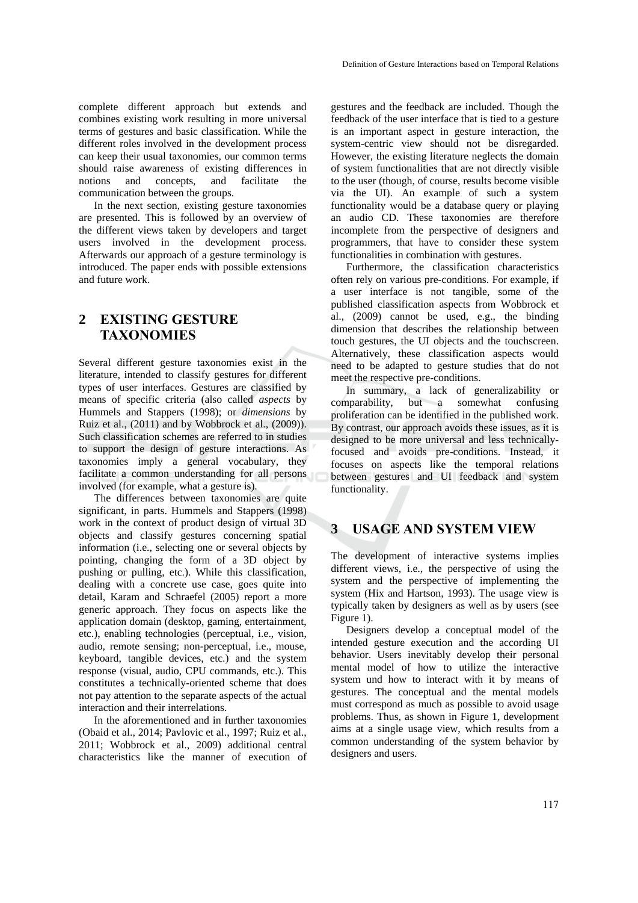complete different approach but extends and combines existing work resulting in more universal terms of gestures and basic classification. While the different roles involved in the development process can keep their usual taxonomies, our common terms should raise awareness of existing differences in notions and concepts, and facilitate the communication between the groups.

In the next section, existing gesture taxonomies are presented. This is followed by an overview of the different views taken by developers and target users involved in the development process. Afterwards our approach of a gesture terminology is introduced. The paper ends with possible extensions and future work.

## 2 EXISTING GESTURE TAXONOMIES

Several different gesture taxonomies exist in the literature, intended to classify gestures for different types of user interfaces. Gestures are classified by means of specific criteria (also called *aspects* by Hummels and Stappers (1998); or *dimensions* by Ruiz et al., (2011) and by Wobbrock et al., (2009)). Such classification schemes are referred to in studies to support the design of gesture interactions. As taxonomies imply a general vocabulary, they facilitate a common understanding for all persons involved (for example, what a gesture is).

The differences between taxonomies are quite significant, in parts. Hummels and Stappers (1998) work in the context of product design of virtual 3D objects and classify gestures concerning spatial information (i.e., selecting one or several objects by pointing, changing the form of a 3D object by pushing or pulling, etc.). While this classification, dealing with a concrete use case, goes quite into detail, Karam and Schraefel (2005) report a more generic approach. They focus on aspects like the application domain (desktop, gaming, entertainment, etc.), enabling technologies (perceptual, i.e., vision, audio, remote sensing; non-perceptual, i.e., mouse, keyboard, tangible devices, etc.) and the system response (visual, audio, CPU commands, etc.). This constitutes a technically-oriented scheme that does not pay attention to the separate aspects of the actual interaction and their interrelations.

In the aforementioned and in further taxonomies (Obaid et al., 2014; Pavlovic et al., 1997; Ruiz et al., 2011; Wobbrock et al., 2009) additional central characteristics like the manner of execution of gestures and the feedback are included. Though the feedback of the user interface that is tied to a gesture is an important aspect in gesture interaction, the system-centric view should not be disregarded. However, the existing literature neglects the domain of system functionalities that are not directly visible to the user (though, of course, results become visible via the UI). An example of such a system functionality would be a database query or playing an audio CD. These taxonomies are therefore incomplete from the perspective of designers and programmers, that have to consider these system functionalities in combination with gestures.

Furthermore, the classification characteristics often rely on various pre-conditions. For example, if a user interface is not tangible, some of the published classification aspects from Wobbrock et al., (2009) cannot be used, e.g., the binding dimension that describes the relationship between touch gestures, the UI objects and the touchscreen. Alternatively, these classification aspects would need to be adapted to gesture studies that do not meet the respective pre-conditions.

In summary, a lack of generalizability or comparability, but a somewhat confusing proliferation can be identified in the published work. By contrast, our approach avoids these issues, as it is designed to be more universal and less technically-focused and avoids pre-conditions. Instead, it focuses on aspects like the temporal relations between gestures and UI feedback and system functionality.

## 3 USAGE AND SYSTEM VIEW

The development of interactive systems implies different views, i.e., the perspective of using the system and the perspective of implementing the system (Hix and Hartson, 1993). The usage view is typically taken by designers as well as by users (see Figure 1).

Designers develop a conceptual model of the intended gesture execution and the according UI behavior. Users inevitably develop their personal mental model of how to utilize the interactive system und how to interact with it by means of gestures. The conceptual and the mental models must correspond as much as possible to avoid usage problems. Thus, as shown in Figure 1, development aims at a single usage view, which results from a common understanding of the system behavior by designers and users.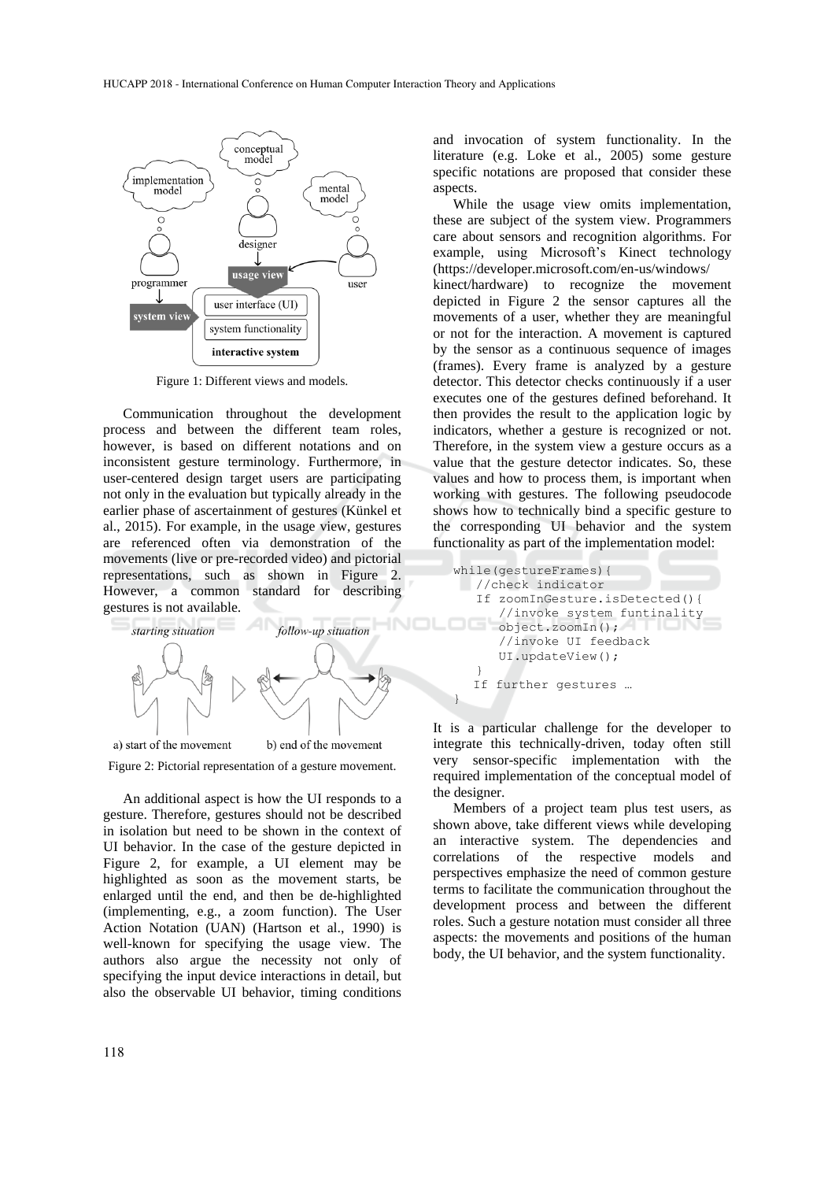Figure 1: Different views and models.

Communication throughout the development process and between the different team roles, however, is based on different notations and on inconsistent gesture terminology. Furthermore, in user-centered design target users are participating not only in the evaluation but typically already in the earlier phase of ascertainment of gestures (Künkel et al., 2015). For example, in the usage view, gestures are referenced often via demonstration of the movements (live or pre-recorded video) and pictorial representations, such as shown in Figure 2. However, a common standard for describing gestures is not available.

Figure 2: Pictorial representation of a gesture movement.

An additional aspect is how the UI responds to a gesture. Therefore, gestures should not be described in isolation but need to be shown in the context of UI behavior. In the case of the gesture depicted in Figure 2, for example, a UI element may be highlighted as soon as the movement starts, be enlarged until the end, and then be de-highlighted (implementing, e.g., a zoom function). The User Action Notation (UAN) (Hartson et al., 1990) is well-known for specifying the usage view. The authors also argue the necessity not only of specifying the input device interactions in detail, but also the observable UI behavior, timing conditions and invocation of system functionality. In the literature (e.g. Loke et al., 2005) some gesture specific notations are proposed that consider these aspects.

While the usage view omits implementation, these are subject of the system view. Programmers care about sensors and recognition algorithms. For example, using Microsoft's Kinect technology (https://developer.microsoft.com/en-us/windows/kinect/hardware) to recognize the movement depicted in Figure 2 the sensor captures all the movements of a user, whether they are meaningful or not for the interaction. A movement is captured by the sensor as a continuous sequence of images (frames). Every frame is analyzed by a gesture detector. This detector checks continuously if a user executes one of the gestures defined beforehand. It then provides the result to the application logic by indicators, whether a gesture is recognized or not. Therefore, in the system view a gesture occurs as a value that the gesture detector indicates. So, these values and how to process them, is important when working with gestures. The following pseudocode shows how to technically bind a specific gesture to the corresponding UI behavior and the system functionality as part of the implementation model:

```
while(gestureFrames){
    //check indicator
    If zoomInGesture.isDetected(){
        //invoke system funtinality
        object.zoomIn();
        //invoke UI feedback
        UI.updateView();
    }
    If further gestures …
}
```

It is a particular challenge for the developer to integrate this technically-driven, today often still very sensor-specific implementation with the required implementation of the conceptual model of the designer.

Members of a project team plus test users, as shown above, take different views while developing an interactive system. The dependencies and correlations of the respective models and perspectives emphasize the need of common gesture terms to facilitate the communication throughout the development process and between the different roles. Such a gesture notation must consider all three aspects: the movements and positions of the human body, the UI behavior, and the system functionality.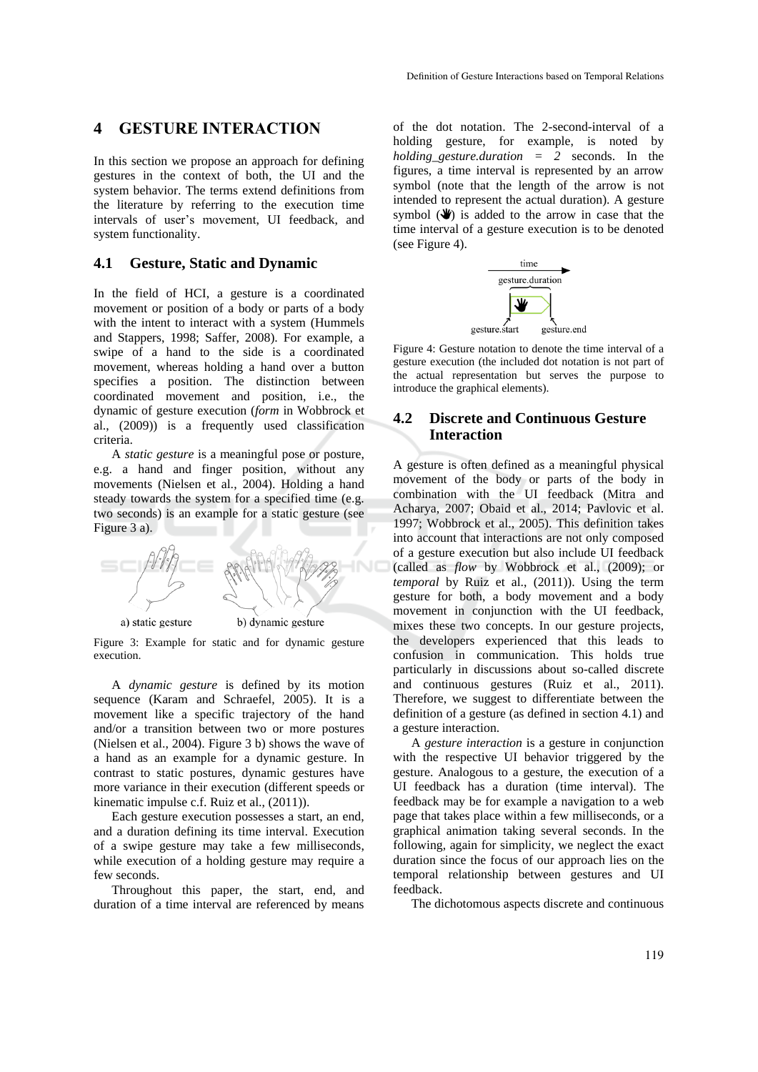## 4 GESTURE INTERACTION

In this section we propose an approach for defining gestures in the context of both, the UI and the system behavior. The terms extend definitions from the literature by referring to the execution time intervals of user's movement, UI feedback, and system functionality.

### 4.1 Gesture, Static and Dynamic

In the field of HCI, a gesture is a coordinated movement or position of a body or parts of a body with the intent to interact with a system (Hummels and Stappers, 1998; Saffer, 2008). For example, a swipe of a hand to the side is a coordinated movement, whereas holding a hand over a button specifies a position. The distinction between coordinated movement and position, i.e., the dynamic of gesture execution (*form* in Wobbrock et al., (2009)) is a frequently used classification criteria.

A *static gesture* is a meaningful pose or posture, e.g. a hand and finger position, without any movements (Nielsen et al., 2004). Holding a hand steady towards the system for a specified time (e.g. two seconds) is an example for a static gesture (see Figure 3 a).

a) static gesture b) dynamic gesture

Figure 3: Example for static and for dynamic gesture execution.

A *dynamic gesture* is defined by its motion sequence (Karam and Schraefel, 2005). It is a movement like a specific trajectory of the hand and/or a transition between two or more postures (Nielsen et al., 2004). Figure 3 b) shows the wave of a hand as an example for a dynamic gesture. In contrast to static postures, dynamic gestures have more variance in their execution (different speeds or kinematic impulse c.f. Ruiz et al., (2011)).

Each gesture execution possesses a start, an end, and a duration defining its time interval. Execution of a swipe gesture may take a few milliseconds, while execution of a holding gesture may require a few seconds.

Throughout this paper, the start, end, and duration of a time interval are referenced by means of the dot notation. The 2-second-interval of a holding gesture, for example, is noted by *holding_gesture.duration = 2* seconds. In the figures, a time interval is represented by an arrow symbol (note that the length of the arrow is not intended to represent the actual duration). A gesture symbol (✋) is added to the arrow in case that the time interval of a gesture execution is to be denoted (see Figure 4).

time
gesture.duration
gesture.start gesture.end

Figure 4: Gesture notation to denote the time interval of a gesture execution (the included dot notation is not part of the actual representation but serves the purpose to introduce the graphical elements).

### 4.2 Discrete and Continuous Gesture Interaction

A gesture is often defined as a meaningful physical movement of the body or parts of the body in combination with the UI feedback (Mitra and Acharya, 2007; Obaid et al., 2014; Pavlovic et al. 1997; Wobbrock et al., 2005). This definition takes into account that interactions are not only composed of a gesture execution but also include UI feedback (called as *flow* by Wobbrock et al., (2009); or *temporal* by Ruiz et al., (2011)). Using the term gesture for both, a body movement and a body movement in conjunction with the UI feedback, mixes these two concepts. In our gesture projects, the developers experienced that this leads to confusion in communication. This holds true particularly in discussions about so-called discrete and continuous gestures (Ruiz et al., 2011). Therefore, we suggest to differentiate between the definition of a gesture (as defined in section 4.1) and a gesture interaction.

A *gesture interaction* is a gesture in conjunction with the respective UI behavior triggered by the gesture. Analogous to a gesture, the execution of a UI feedback has a duration (time interval). The feedback may be for example a navigation to a web page that takes place within a few milliseconds, or a graphical animation taking several seconds. In the following, again for simplicity, we neglect the exact duration since the focus of our approach lies on the temporal relationship between gestures and UI feedback.

The dichotomous aspects discrete and continuous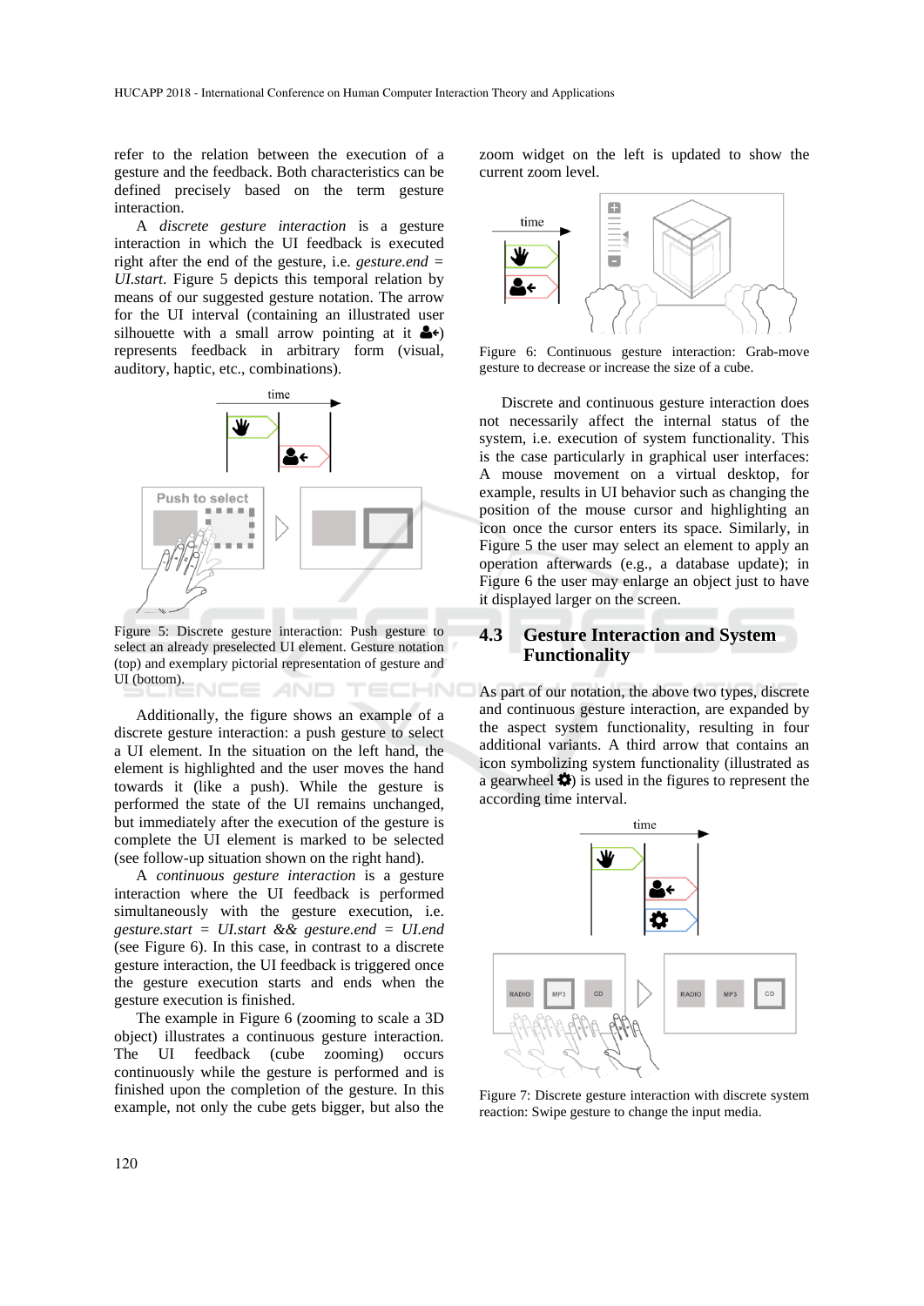refer to the relation between the execution of a gesture and the feedback. Both characteristics can be defined precisely based on the term gesture interaction.

A *discrete gesture interaction* is a gesture interaction in which the UI feedback is executed right after the end of the gesture, i.e. *gesture.end* = *UI.start*. Figure 5 depicts this temporal relation by means of our suggested gesture notation. The arrow for the UI interval (containing an illustrated user silhouette with a small arrow pointing at it) represents feedback in arbitrary form (visual, auditory, haptic, etc., combinations).

Figure 5: Discrete gesture interaction: Push gesture to select an already preselected UI element. Gesture notation (top) and exemplary pictorial representation of gesture and UI (bottom).

Additionally, the figure shows an example of a discrete gesture interaction: a push gesture to select a UI element. In the situation on the left hand, the element is highlighted and the user moves the hand towards it (like a push). While the gesture is performed the state of the UI remains unchanged, but immediately after the execution of the gesture is complete the UI element is marked to be selected (see follow-up situation shown on the right hand).

A *continuous gesture interaction* is a gesture interaction where the UI feedback is performed simultaneously with the gesture execution, i.e. *gesture.start* = *UI.start* && *gesture.end* = *UI.end* (see Figure 6). In this case, in contrast to a discrete gesture interaction, the UI feedback is triggered once the gesture execution starts and ends when the gesture execution is finished.

The example in Figure 6 (zooming to scale a 3D object) illustrates a continuous gesture interaction. The UI feedback (cube zooming) occurs continuously while the gesture is performed and is finished upon the completion of the gesture. In this example, not only the cube gets bigger, but also the zoom widget on the left is updated to show the current zoom level.

Figure 6: Continuous gesture interaction: Grab-move gesture to decrease or increase the size of a cube.

Discrete and continuous gesture interaction does not necessarily affect the internal status of the system, i.e. execution of system functionality. This is the case particularly in graphical user interfaces: A mouse movement on a virtual desktop, for example, results in UI behavior such as changing the position of the mouse cursor and highlighting an icon once the cursor enters its space. Similarly, in Figure 5 the user may select an element to apply an operation afterwards (e.g., a database update); in Figure 6 the user may enlarge an object just to have it displayed larger on the screen.

## 4.3 Gesture Interaction and System Functionality

As part of our notation, the above two types, discrete and continuous gesture interaction, are expanded by the aspect system functionality, resulting in four additional variants. A third arrow that contains an icon symbolizing system functionality (illustrated as a gearwheel ⚙) is used in the figures to represent the according time interval.

Figure 7: Discrete gesture interaction with discrete system reaction: Swipe gesture to change the input media.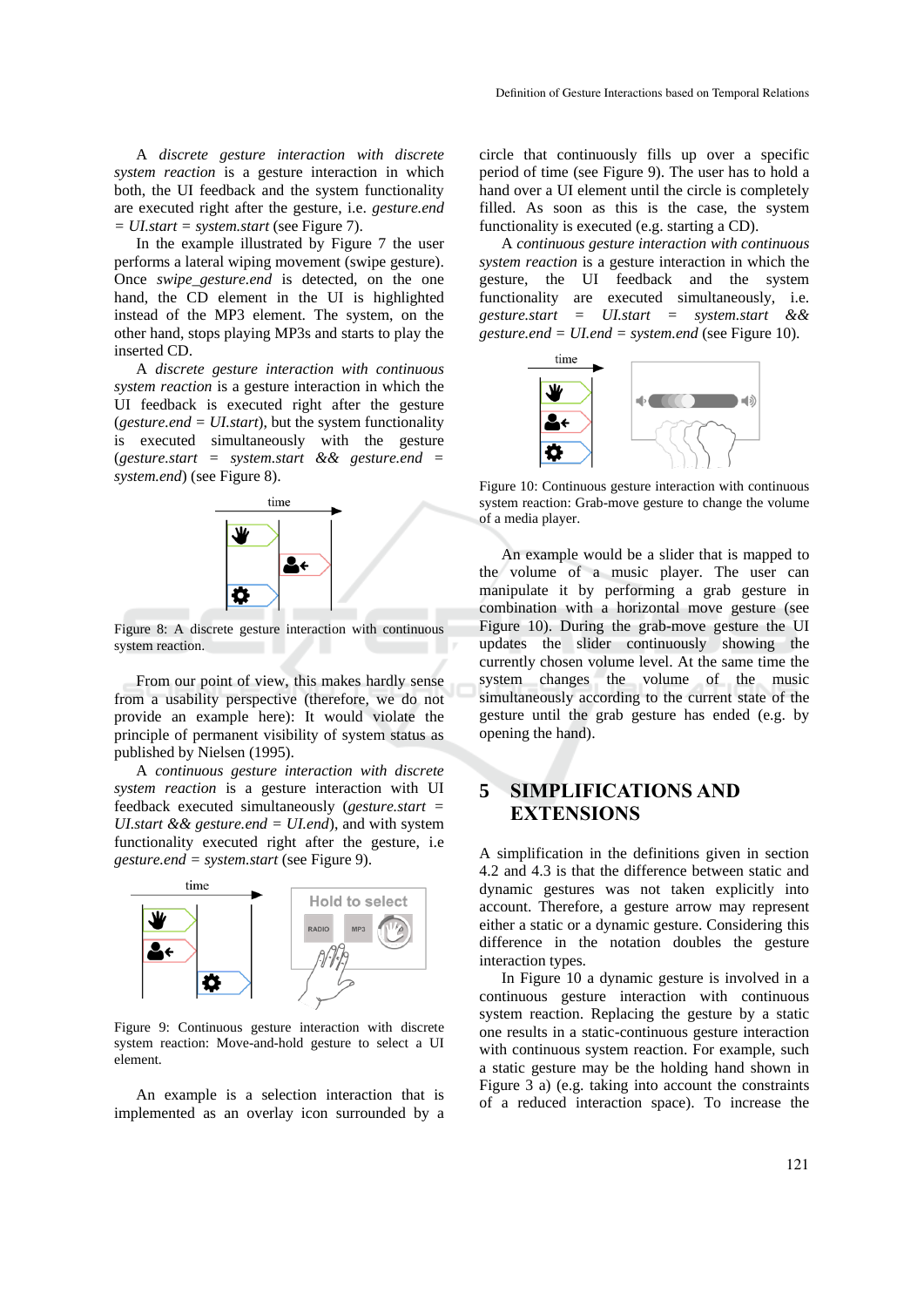A *discrete gesture interaction with discrete system reaction* is a gesture interaction in which both, the UI feedback and the system functionality are executed right after the gesture, i.e. *gesture.end = UI.start = system.start* (see Figure 7).

In the example illustrated by Figure 7 the user performs a lateral wiping movement (swipe gesture). Once *swipe_gesture.end* is detected, on the one hand, the CD element in the UI is highlighted instead of the MP3 element. The system, on the other hand, stops playing MP3s and starts to play the inserted CD.

A *discrete gesture interaction with continuous system reaction* is a gesture interaction in which the UI feedback is executed right after the gesture (*gesture.end = UI.start*), but the system functionality is executed simultaneously with the gesture (*gesture.start = system.start && gesture.end = system.end*) (see Figure 8).

Figure 8: A discrete gesture interaction with continuous system reaction.

From our point of view, this makes hardly sense from a usability perspective (therefore, we do not provide an example here): It would violate the principle of permanent visibility of system status as published by Nielsen (1995).

A *continuous gesture interaction with discrete system reaction* is a gesture interaction with UI feedback executed simultaneously (*gesture.start = UI.start && gesture.end = UI.end*), and with system functionality executed right after the gesture, i.e *gesture.end = system.start* (see Figure 9).

Figure 9: Continuous gesture interaction with discrete system reaction: Move-and-hold gesture to select a UI element.

An example is a selection interaction that is implemented as an overlay icon surrounded by a circle that continuously fills up over a specific period of time (see Figure 9). The user has to hold a hand over a UI element until the circle is completely filled. As soon as this is the case, the system functionality is executed (e.g. starting a CD).

A *continuous gesture interaction with continuous system reaction* is a gesture interaction in which the gesture, the UI feedback and the system functionality are executed simultaneously, i.e. *gesture.start = UI.start = system.start && gesture.end = UI.end = system.end* (see Figure 10).

Figure 10: Continuous gesture interaction with continuous system reaction: Grab-move gesture to change the volume of a media player.

An example would be a slider that is mapped to the volume of a music player. The user can manipulate it by performing a grab gesture in combination with a horizontal move gesture (see Figure 10). During the grab-move gesture the UI updates the slider continuously showing the currently chosen volume level. At the same time the system changes the volume of the music simultaneously according to the current state of the gesture until the grab gesture has ended (e.g. by opening the hand).

# 5 SIMPLIFICATIONS AND EXTENSIONS

A simplification in the definitions given in section 4.2 and 4.3 is that the difference between static and dynamic gestures was not taken explicitly into account. Therefore, a gesture arrow may represent either a static or a dynamic gesture. Considering this difference in the notation doubles the gesture interaction types.

In Figure 10 a dynamic gesture is involved in a continuous gesture interaction with continuous system reaction. Replacing the gesture by a static one results in a static-continuous gesture interaction with continuous system reaction. For example, such a static gesture may be the holding hand shown in Figure 3 a) (e.g. taking into account the constraints of a reduced interaction space). To increase the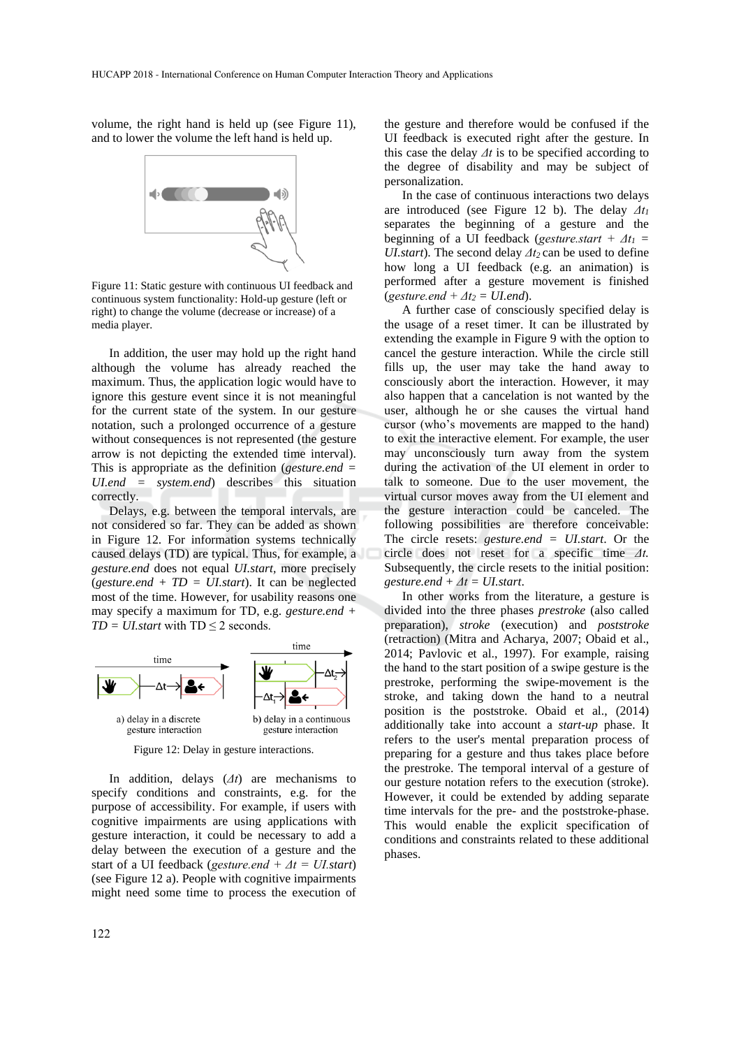volume, the right hand is held up (see Figure 11), and to lower the volume the left hand is held up.

Figure 11: Static gesture with continuous UI feedback and continuous system functionality: Hold-up gesture (left or right) to change the volume (decrease or increase) of a media player.

In addition, the user may hold up the right hand although the volume has already reached the maximum. Thus, the application logic would have to ignore this gesture event since it is not meaningful for the current state of the system. In our gesture notation, such a prolonged occurrence of a gesture without consequences is not represented (the gesture arrow is not depicting the extended time interval). This is appropriate as the definition (*gesture.end* = *UI.end* = *system.end*) describes this situation correctly.

Delays, e.g. between the temporal intervals, are not considered so far. They can be added as shown in Figure 12. For information systems technically caused delays (TD) are typical. Thus, for example, a *gesture.end* does not equal *UI.start*, more precisely (*gesture.end* + *TD* = *UI.start*). It can be neglected most of the time. However, for usability reasons one may specify a maximum for TD, e.g. *gesture.end* + *TD* = *UI.start* with TD ≤ 2 seconds.

a) delay in a discrete gesture interaction

b) delay in a continuous gesture interaction

Figure 12: Delay in gesture interactions.

In addition, delays ($\Delta t$) are mechanisms to specify conditions and constraints, e.g. for the purpose of accessibility. For example, if users with cognitive impairments are using applications with gesture interaction, it could be necessary to add a delay between the execution of a gesture and the start of a UI feedback (*gesture.end* + $\Delta t$ = *UI.start*) (see Figure 12 a). People with cognitive impairments might need some time to process the execution of the gesture and therefore would be confused if the UI feedback is executed right after the gesture. In this case the delay $\Delta t$ is to be specified according to the degree of disability and may be subject of personalization.

In the case of continuous interactions two delays are introduced (see Figure 12 b). The delay $\Delta t_1$ separates the beginning of a gesture and the beginning of a UI feedback (*gesture.start* + $\Delta t_1$ = *UI.start*). The second delay $\Delta t_2$ can be used to define how long a UI feedback (e.g. an animation) is performed after a gesture movement is finished (*gesture.end* + $\Delta t_2$ = *UI.end*).

A further case of consciously specified delay is the usage of a reset timer. It can be illustrated by extending the example in Figure 9 with the option to cancel the gesture interaction. While the circle still fills up, the user may take the hand away to consciously abort the interaction. However, it may also happen that a cancelation is not wanted by the user, although he or she causes the virtual hand cursor (who's movements are mapped to the hand) to exit the interactive element. For example, the user may unconsciously turn away from the system during the activation of the UI element in order to talk to someone. Due to the user movement, the virtual cursor moves away from the UI element and the gesture interaction could be canceled. The following possibilities are therefore conceivable: The circle resets: *gesture.end* = *UI.start*. Or the circle does not reset for a specific time $\Delta t$. Subsequently, the circle resets to the initial position: *gesture.end* + $\Delta t$ = *UI.start*.

In other works from the literature, a gesture is divided into the three phases *prestroke* (also called preparation), *stroke* (execution) and *poststroke* (retraction) (Mitra and Acharya, 2007; Obaid et al., 2014; Pavlovic et al., 1997). For example, raising the hand to the start position of a swipe gesture is the prestroke, performing the swipe-movement is the stroke, and taking down the hand to a neutral position is the poststroke. Obaid et al., (2014) additionally take into account a *start-up* phase. It refers to the user's mental preparation process of preparing for a gesture and thus takes place before the prestroke. The temporal interval of a gesture of our gesture notation refers to the execution (stroke). However, it could be extended by adding separate time intervals for the pre- and the poststroke-phase. This would enable the explicit specification of conditions and constraints related to these additional phases.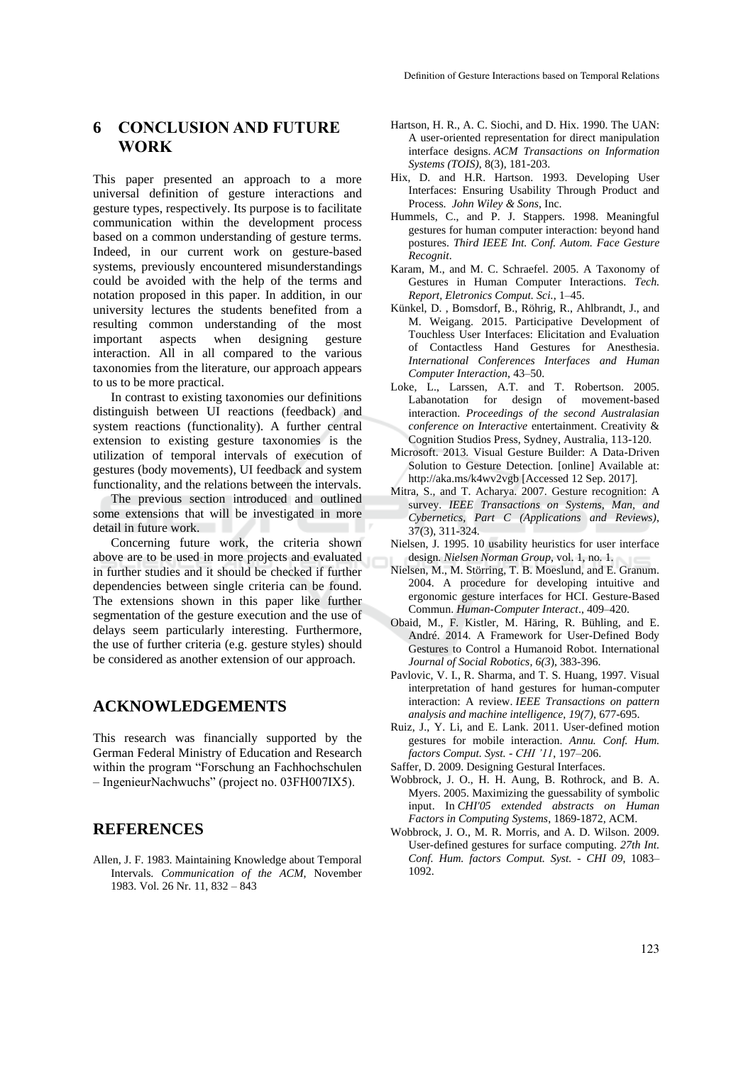## 6 CONCLUSION AND FUTURE WORK

This paper presented an approach to a more universal definition of gesture interactions and gesture types, respectively. Its purpose is to facilitate communication within the development process based on a common understanding of gesture terms. Indeed, in our current work on gesture-based systems, previously encountered misunderstandings could be avoided with the help of the terms and notation proposed in this paper. In addition, in our university lectures the students benefited from a resulting common understanding of the most important aspects when designing gesture interaction. All in all compared to the various taxonomies from the literature, our approach appears to us to be more practical.

In contrast to existing taxonomies our definitions distinguish between UI reactions (feedback) and system reactions (functionality). A further central extension to existing gesture taxonomies is the utilization of temporal intervals of execution of gestures (body movements), UI feedback and system functionality, and the relations between the intervals.

The previous section introduced and outlined some extensions that will be investigated in more detail in future work.

Concerning future work, the criteria shown above are to be used in more projects and evaluated in further studies and it should be checked if further dependencies between single criteria can be found. The extensions shown in this paper like further segmentation of the gesture execution and the use of delays seem particularly interesting. Furthermore, the use of further criteria (e.g. gesture styles) should be considered as another extension of our approach.

## ACKNOWLEDGEMENTS

This research was financially supported by the German Federal Ministry of Education and Research within the program "Forschung an Fachhochschulen – IngenieurNachwuchs" (project no. 03FH007IX5).

## REFERENCES

Allen, J. F. 1983. Maintaining Knowledge about Temporal Intervals. *Communication of the ACM*, November 1983. Vol. 26 Nr. 11, 832 – 843

Hartson, H. R., A. C. Siochi, and D. Hix. 1990. The UAN: A user-oriented representation for direct manipulation interface designs. *ACM Transactions on Information Systems (TOIS)*, 8(3), 181-203.

Hix, D. and H.R. Hartson. 1993. Developing User Interfaces: Ensuring Usability Through Product and Process. *John Wiley & Sons*, Inc.

Hummels, C., and P. J. Stappers. 1998. Meaningful gestures for human computer interaction: beyond hand postures. *Third IEEE Int. Conf. Autom. Face Gesture Recognit.*

Karam, M., and M. C. Schraefel. 2005. A Taxonomy of Gestures in Human Computer Interactions. *Tech. Report, Eletronics Comput. Sci.*, 1–45.

Künkel, D. , Bomsdorf, B., Röhrig, R., Ahlbrandt, J., and M. Weigang. 2015. Participative Development of Touchless User Interfaces: Elicitation and Evaluation of Contactless Hand Gestures for Anesthesia. *International Conferences Interfaces and Human Computer Interaction*, 43–50.

Loke, L., Larssen, A.T. and T. Robertson. 2005. Labanotation for design of movement-based interaction. *Proceedings of the second Australasian conference on Interactive* entertainment. Creativity & Cognition Studios Press, Sydney, Australia, 113-120.

Microsoft. 2013. Visual Gesture Builder: A Data-Driven Solution to Gesture Detection. [online] Available at: http://aka.ms/k4wv2vgb [Accessed 12 Sep. 2017].

Mitra, S., and T. Acharya. 2007. Gesture recognition: A survey. *IEEE Transactions on Systems, Man, and Cybernetics, Part C (Applications and Reviews)*, 37(3), 311-324.

Nielsen, J. 1995. 10 usability heuristics for user interface design. *Nielsen Norman Group*, vol. 1, no. 1.

Nielsen, M., M. Störring, T. B. Moeslund, and E. Granum. 2004. A procedure for developing intuitive and ergonomic gesture interfaces for HCI. Gesture-Based Commun. *Human-Computer Interact*., 409–420.

Obaid, M., F. Kistler, M. Häring, R. Bühling, and E. André. 2014. A Framework for User-Defined Body Gestures to Control a Humanoid Robot. International *Journal of Social Robotics, 6(3)*, 383-396.

Pavlovic, V. I., R. Sharma, and T. S. Huang, 1997. Visual interpretation of hand gestures for human-computer interaction: A review. *IEEE Transactions on pattern analysis and machine intelligence, 19(7)*, 677-695.

Ruiz, J., Y. Li, and E. Lank. 2011. User-defined motion gestures for mobile interaction. *Annu. Conf. Hum. factors Comput. Syst. - CHI '11*, 197–206.

Saffer, D. 2009. Designing Gestural Interfaces.

Wobbrock, J. O., H. H. Aung, B. Rothrock, and B. A. Myers. 2005. Maximizing the guessability of symbolic input. In *CHI'05 extended abstracts on Human Factors in Computing Systems*, 1869-1872, ACM.

Wobbrock, J. O., M. R. Morris, and A. D. Wilson. 2009. User-defined gestures for surface computing. *27th Int. Conf. Hum. factors Comput. Syst. - CHI 09*, 1083–1092.